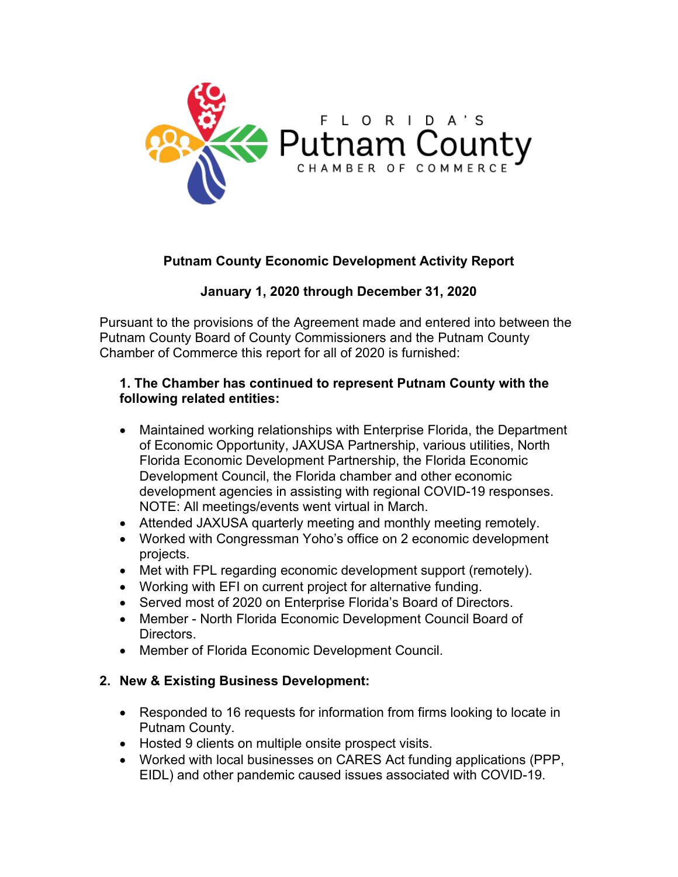FLORIDA'S Putnam County CHAMBER OF COMMERCE

# Putnam County Economic Development Activity Report

## January 1, 2020 through December 31, 2020

Pursuant to the provisions of the Agreement made and entered into between the Putnam County Board of County Commissioners and the Putnam County Chamber of Commerce this report for all of 2020 is furnished:

### 1. The Chamber has continued to represent Putnam County with the following related entities:

- Maintained working relationships with Enterprise Florida, the Department of Economic Opportunity, JAXUSA Partnership, various utilities, North Florida Economic Development Partnership, the Florida Economic Development Council, the Florida chamber and other economic development agencies in assisting with regional COVID-19 responses. NOTE: All meetings/events went virtual in March.
- Attended JAXUSA quarterly meeting and monthly meeting remotely.
- Worked with Congressman Yoho's office on 2 economic development projects.
- Met with FPL regarding economic development support (remotely).
- Working with EFI on current project for alternative funding.
- Served most of 2020 on Enterprise Florida's Board of Directors.
- Member - North Florida Economic Development Council Board of Directors.
- Member of Florida Economic Development Council.

### 2. New & Existing Business Development:

- Responded to 16 requests for information from firms looking to locate in Putnam County.
- Hosted 9 clients on multiple onsite prospect visits.
- Worked with local businesses on CARES Act funding applications (PPP, EIDL) and other pandemic caused issues associated with COVID-19.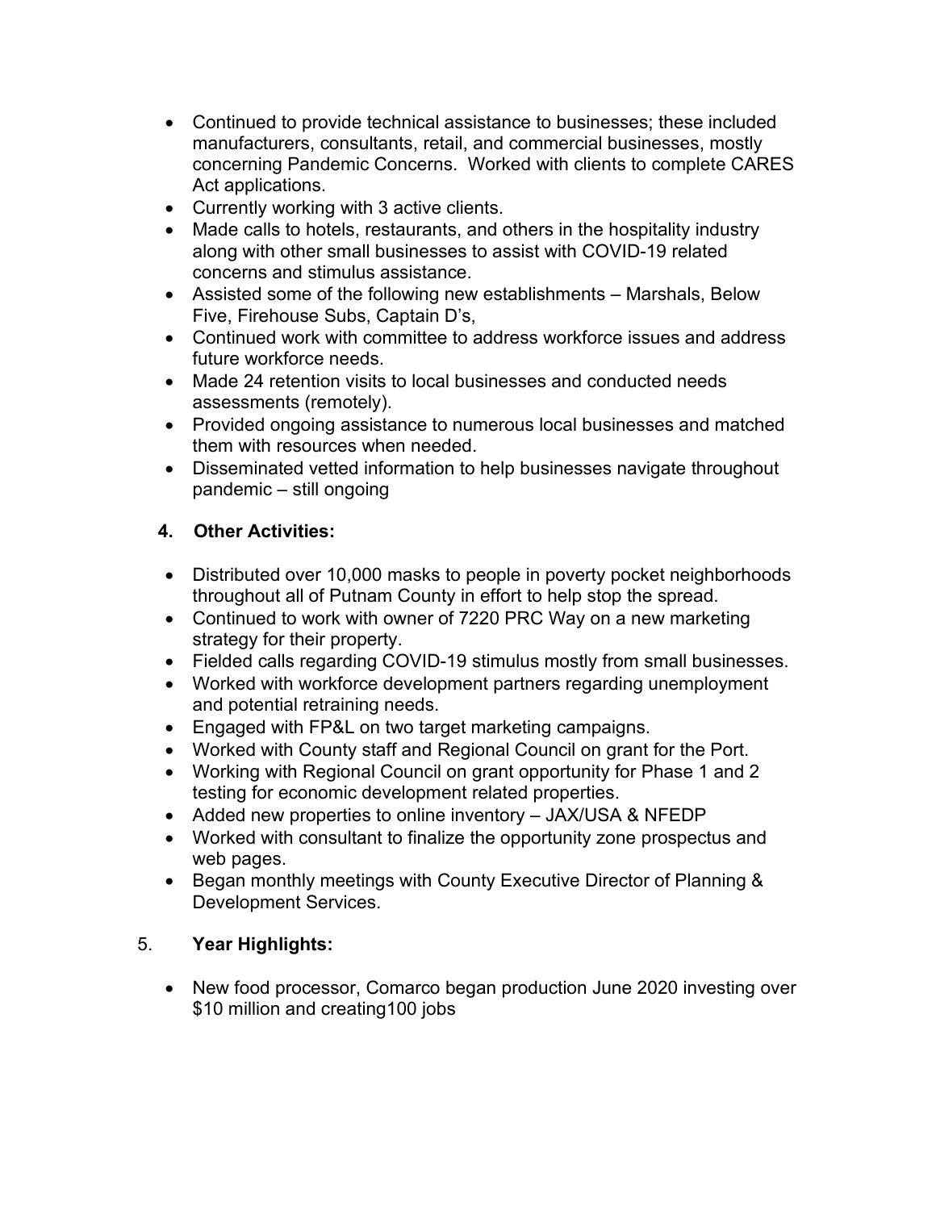- Continued to provide technical assistance to businesses; these included manufacturers, consultants, retail, and commercial businesses, mostly concerning Pandemic Concerns. Worked with clients to complete CARES Act applications.
- Currently working with 3 active clients.
- Made calls to hotels, restaurants, and others in the hospitality industry along with other small businesses to assist with COVID-19 related concerns and stimulus assistance.
- Assisted some of the following new establishments – Marshals, Below Five, Firehouse Subs, Captain D's,
- Continued work with committee to address workforce issues and address future workforce needs.
- Made 24 retention visits to local businesses and conducted needs assessments (remotely).
- Provided ongoing assistance to numerous local businesses and matched them with resources when needed.
- Disseminated vetted information to help businesses navigate throughout pandemic – still ongoing

## 4. Other Activities:

- Distributed over 10,000 masks to people in poverty pocket neighborhoods throughout all of Putnam County in effort to help stop the spread.
- Continued to work with owner of 7220 PRC Way on a new marketing strategy for their property.
- Fielded calls regarding COVID-19 stimulus mostly from small businesses.
- Worked with workforce development partners regarding unemployment and potential retraining needs.
- Engaged with FP&L on two target marketing campaigns.
- Worked with County staff and Regional Council on grant for the Port.
- Working with Regional Council on grant opportunity for Phase 1 and 2 testing for economic development related properties.
- Added new properties to online inventory – JAX/USA & NFEDP
- Worked with consultant to finalize the opportunity zone prospectus and web pages.
- Began monthly meetings with County Executive Director of Planning & Development Services.

## 5. Year Highlights:

- New food processor, Comarco began production June 2020 investing over $10 million and creating100 jobs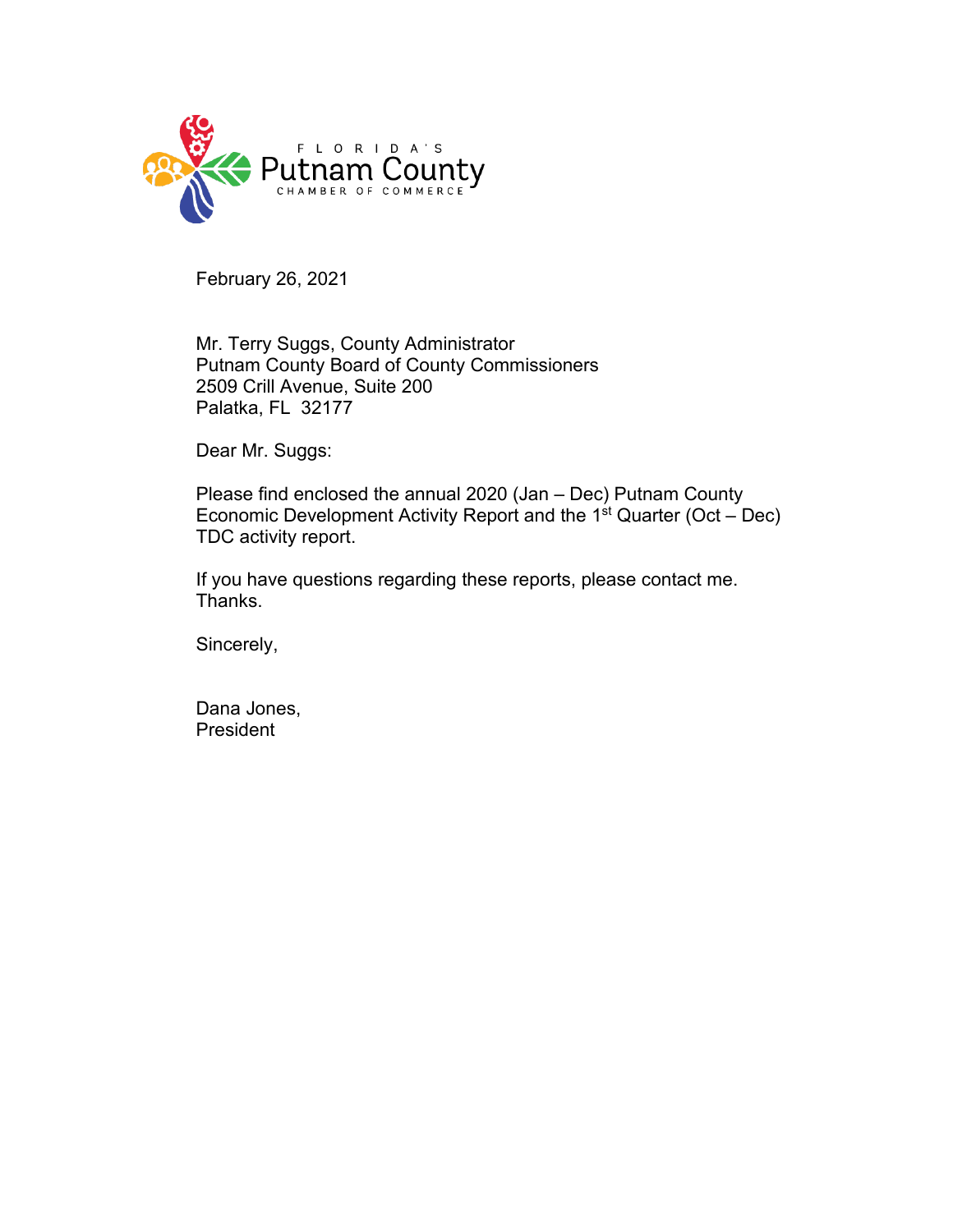FLORIDA'S
Putnam County
CHAMBER OF COMMERCE

February 26, 2021

Mr. Terry Suggs, County Administrator
Putnam County Board of County Commissioners
2509 Crill Avenue, Suite 200
Palatka, FL 32177

Dear Mr. Suggs:

Please find enclosed the annual 2020 (Jan – Dec) Putnam County Economic Development Activity Report and the 1st Quarter (Oct – Dec) TDC activity report.

If you have questions regarding these reports, please contact me. Thanks.

Sincerely,

Dana Jones,
President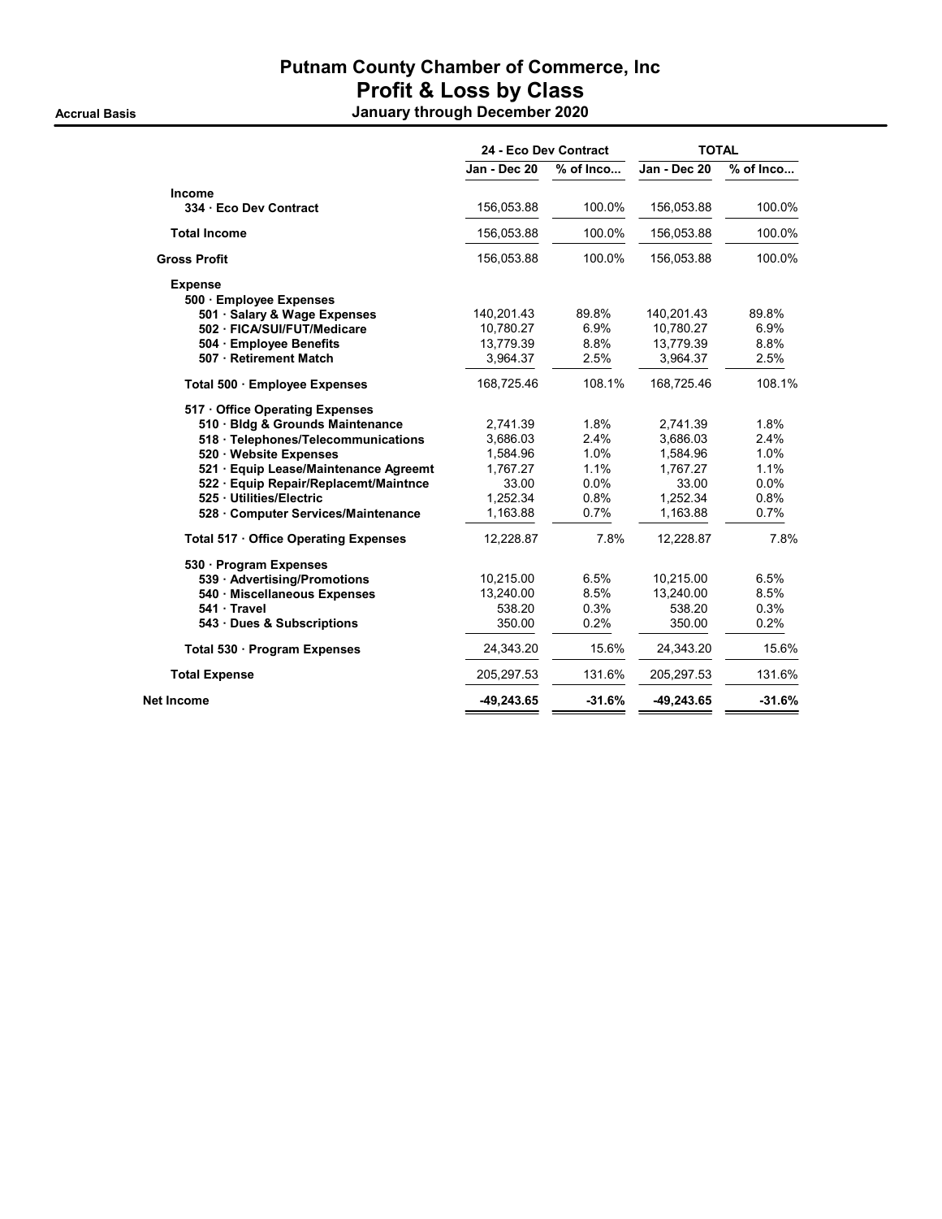# Putnam County Chamber of Commerce, Inc
## Profit & Loss by Class

Accrual Basis — January through December 2020

| | 24 - Eco Dev Contract | | TOTAL | |
|---|---|---|---|---|
| | Jan - Dec 20 | % of Inco... | Jan - Dec 20 | % of Inco... |
| **Income** | | | | |
| **334 · Eco Dev Contract** | 156,053.88 | 100.0% | 156,053.88 | 100.0% |
| **Total Income** | 156,053.88 | 100.0% | 156,053.88 | 100.0% |
| **Gross Profit** | 156,053.88 | 100.0% | 156,053.88 | 100.0% |
| **Expense** | | | | |
| **500 · Employee Expenses** | | | | |
| **501 · Salary & Wage Expenses** | 140,201.43 | 89.8% | 140,201.43 | 89.8% |
| **502 · FICA/SUI/FUT/Medicare** | 10,780.27 | 6.9% | 10,780.27 | 6.9% |
| **504 · Employee Benefits** | 13,779.39 | 8.8% | 13,779.39 | 8.8% |
| **507 · Retirement Match** | 3,964.37 | 2.5% | 3,964.37 | 2.5% |
| **Total 500 · Employee Expenses** | 168,725.46 | 108.1% | 168,725.46 | 108.1% |
| **517 · Office Operating Expenses** | | | | |
| **510 · Bldg & Grounds Maintenance** | 2,741.39 | 1.8% | 2,741.39 | 1.8% |
| **518 · Telephones/Telecommunications** | 3,686.03 | 2.4% | 3,686.03 | 2.4% |
| **520 · Website Expenses** | 1,584.96 | 1.0% | 1,584.96 | 1.0% |
| **521 · Equip Lease/Maintenance Agreemt** | 1,767.27 | 1.1% | 1,767.27 | 1.1% |
| **522 · Equip Repair/Replacemt/Maintnce** | 33.00 | 0.0% | 33.00 | 0.0% |
| **525 · Utilities/Electric** | 1,252.34 | 0.8% | 1,252.34 | 0.8% |
| **528 · Computer Services/Maintenance** | 1,163.88 | 0.7% | 1,163.88 | 0.7% |
| **Total 517 · Office Operating Expenses** | 12,228.87 | 7.8% | 12,228.87 | 7.8% |
| **530 · Program Expenses** | | | | |
| **539 · Advertising/Promotions** | 10,215.00 | 6.5% | 10,215.00 | 6.5% |
| **540 · Miscellaneous Expenses** | 13,240.00 | 8.5% | 13,240.00 | 8.5% |
| **541 · Travel** | 538.20 | 0.3% | 538.20 | 0.3% |
| **543 · Dues & Subscriptions** | 350.00 | 0.2% | 350.00 | 0.2% |
| **Total 530 · Program Expenses** | 24,343.20 | 15.6% | 24,343.20 | 15.6% |
| **Total Expense** | 205,297.53 | 131.6% | 205,297.53 | 131.6% |
| **Net Income** | **-49,243.65** | **-31.6%** | **-49,243.65** | **-31.6%** |